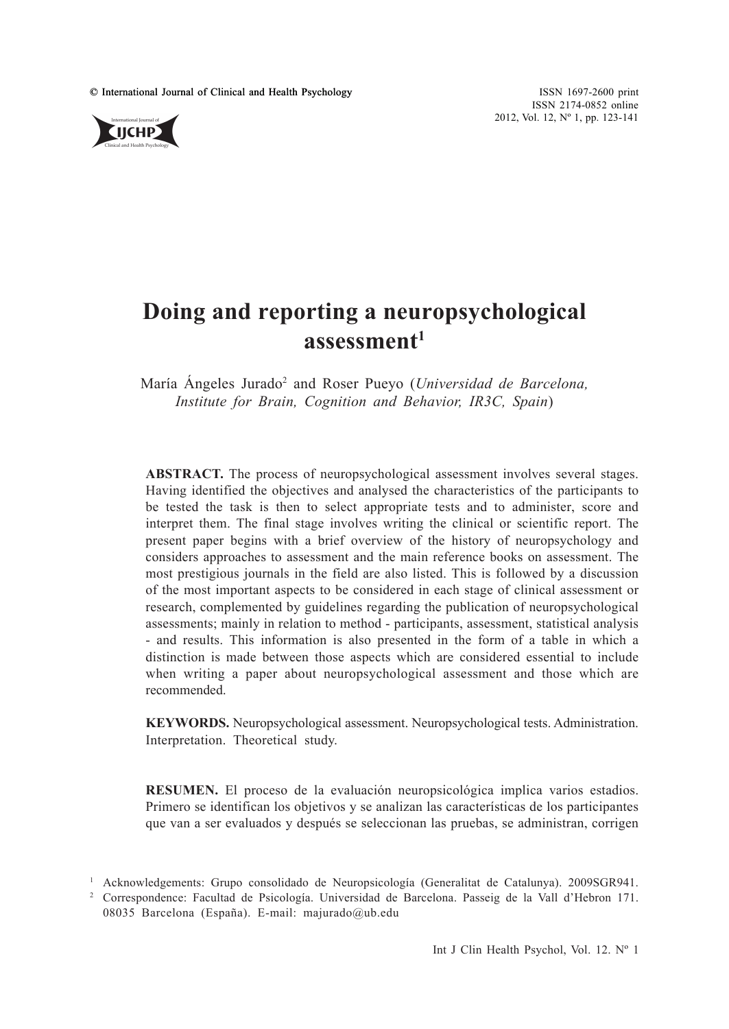# Doing and reporting a neuropsychological assessment[1]

María Ángeles Jurado[2] and Roser Pueyo (*Universidad de Barcelona, Institute for Brain, Cognition and Behavior, IR3C, Spain*)

**ABSTRACT.** The process of neuropsychological assessment involves several stages. Having identified the objectives and analysed the characteristics of the participants to be tested the task is then to select appropriate tests and to administer, score and interpret them. The final stage involves writing the clinical or scientific report. The present paper begins with a brief overview of the history of neuropsychology and considers approaches to assessment and the main reference books on assessment. The most prestigious journals in the field are also listed. This is followed by a discussion of the most important aspects to be considered in each stage of clinical assessment or research, complemented by guidelines regarding the publication of neuropsychological assessments; mainly in relation to method - participants, assessment, statistical analysis - and results. This information is also presented in the form of a table in which a distinction is made between those aspects which are considered essential to include when writing a paper about neuropsychological assessment and those which are recommended.

**KEYWORDS.** Neuropsychological assessment. Neuropsychological tests. Administration. Interpretation. Theoretical study.

**RESUMEN.** El proceso de la evaluación neuropsicológica implica varios estadios. Primero se identifican los objetivos y se analizan las características de los participantes que van a ser evaluados y después se seleccionan las pruebas, se administran, corrigen

[1] Acknowledgements: Grupo consolidado de Neuropsicología (Generalitat de Catalunya). 2009SGR941.

[2] Correspondence: Facultad de Psicología. Universidad de Barcelona. Passeig de la Vall d'Hebron 171. 08035 Barcelona (España). E-mail: majurado@ub.edu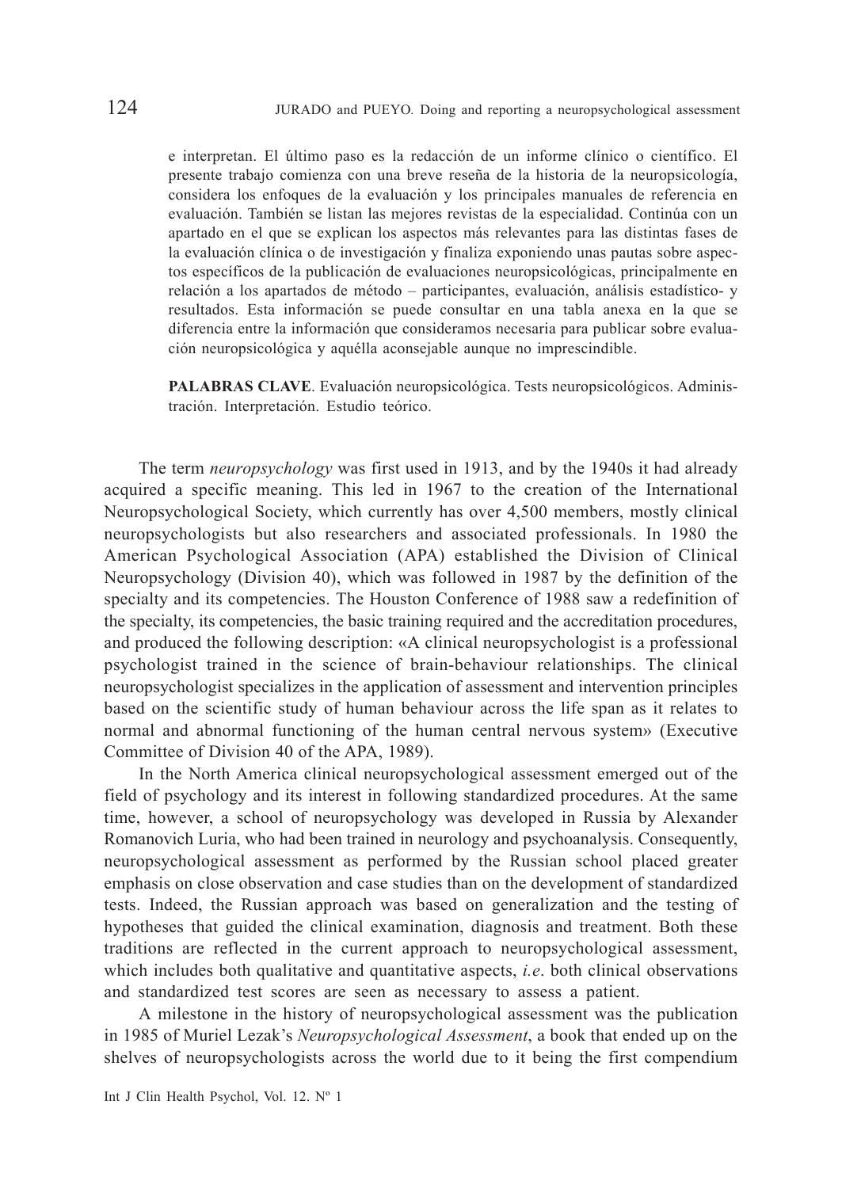e interpretan. El último paso es la redacción de un informe clínico o científico. El presente trabajo comienza con una breve reseña de la historia de la neuropsicología, considera los enfoques de la evaluación y los principales manuales de referencia en evaluación. También se listan las mejores revistas de la especialidad. Continúa con un apartado en el que se explican los aspectos más relevantes para las distintas fases de la evaluación clínica o de investigación y finaliza exponiendo unas pautas sobre aspectos específicos de la publicación de evaluaciones neuropsicológicas, principalmente en relación a los apartados de método – participantes, evaluación, análisis estadístico- y resultados. Esta información se puede consultar en una tabla anexa en la que se diferencia entre la información que consideramos necesaria para publicar sobre evaluación neuropsicológica y aquélla aconsejable aunque no imprescindible.

**PALABRAS CLAVE**. Evaluación neuropsicológica. Tests neuropsicológicos. Administración. Interpretación. Estudio teórico.

The term *neuropsychology* was first used in 1913, and by the 1940s it had already acquired a specific meaning. This led in 1967 to the creation of the International Neuropsychological Society, which currently has over 4,500 members, mostly clinical neuropsychologists but also researchers and associated professionals. In 1980 the American Psychological Association (APA) established the Division of Clinical Neuropsychology (Division 40), which was followed in 1987 by the definition of the specialty and its competencies. The Houston Conference of 1988 saw a redefinition of the specialty, its competencies, the basic training required and the accreditation procedures, and produced the following description: «A clinical neuropsychologist is a professional psychologist trained in the science of brain-behaviour relationships. The clinical neuropsychologist specializes in the application of assessment and intervention principles based on the scientific study of human behaviour across the life span as it relates to normal and abnormal functioning of the human central nervous system» (Executive Committee of Division 40 of the APA, 1989).

In the North America clinical neuropsychological assessment emerged out of the field of psychology and its interest in following standardized procedures. At the same time, however, a school of neuropsychology was developed in Russia by Alexander Romanovich Luria, who had been trained in neurology and psychoanalysis. Consequently, neuropsychological assessment as performed by the Russian school placed greater emphasis on close observation and case studies than on the development of standardized tests. Indeed, the Russian approach was based on generalization and the testing of hypotheses that guided the clinical examination, diagnosis and treatment. Both these traditions are reflected in the current approach to neuropsychological assessment, which includes both qualitative and quantitative aspects, *i.e*. both clinical observations and standardized test scores are seen as necessary to assess a patient.

A milestone in the history of neuropsychological assessment was the publication in 1985 of Muriel Lezak's *Neuropsychological Assessment*, a book that ended up on the shelves of neuropsychologists across the world due to it being the first compendium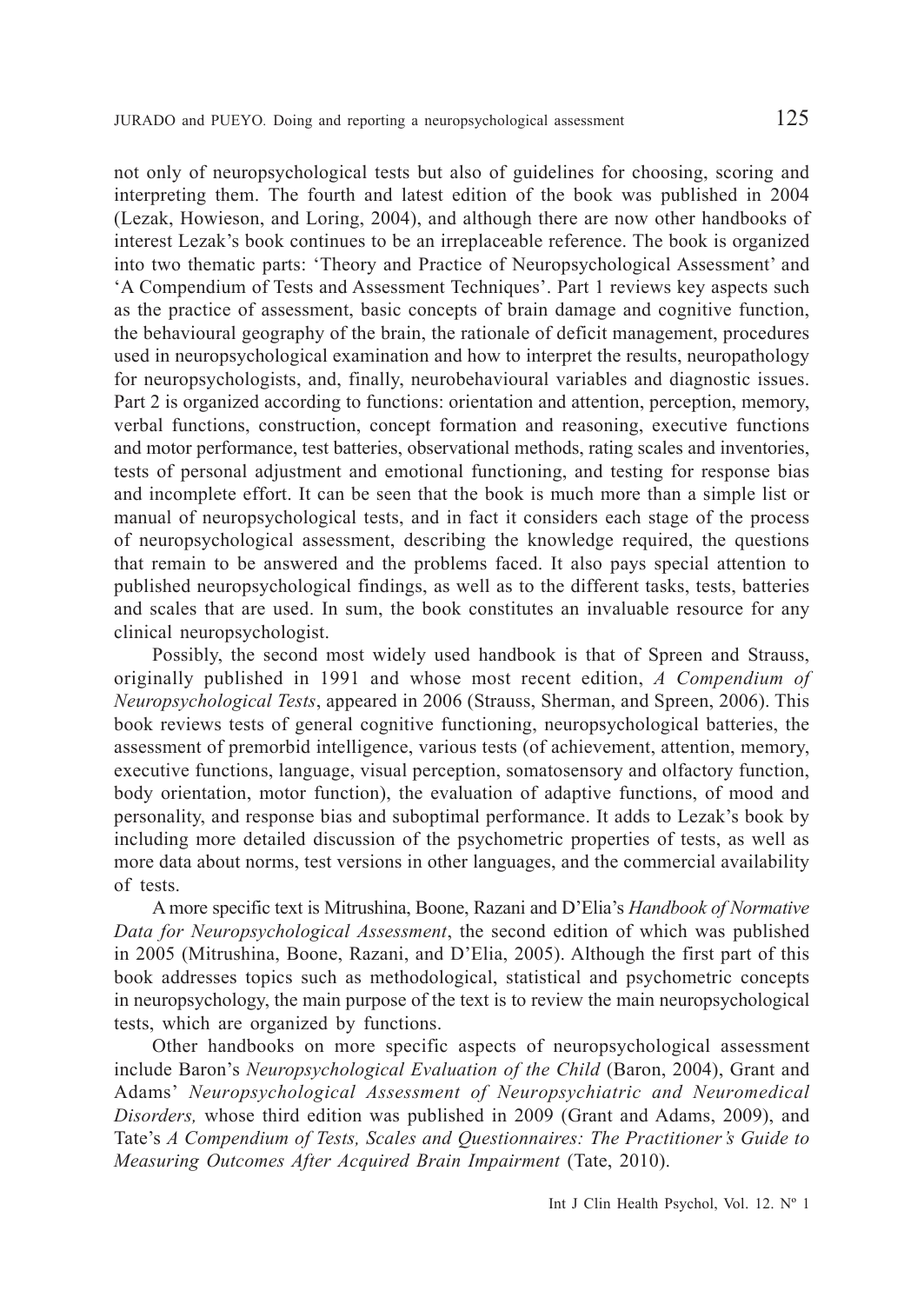not only of neuropsychological tests but also of guidelines for choosing, scoring and interpreting them. The fourth and latest edition of the book was published in 2004 (Lezak, Howieson, and Loring, 2004), and although there are now other handbooks of interest Lezak's book continues to be an irreplaceable reference. The book is organized into two thematic parts: 'Theory and Practice of Neuropsychological Assessment' and 'A Compendium of Tests and Assessment Techniques'. Part 1 reviews key aspects such as the practice of assessment, basic concepts of brain damage and cognitive function, the behavioural geography of the brain, the rationale of deficit management, procedures used in neuropsychological examination and how to interpret the results, neuropathology for neuropsychologists, and, finally, neurobehavioural variables and diagnostic issues. Part 2 is organized according to functions: orientation and attention, perception, memory, verbal functions, construction, concept formation and reasoning, executive functions and motor performance, test batteries, observational methods, rating scales and inventories, tests of personal adjustment and emotional functioning, and testing for response bias and incomplete effort. It can be seen that the book is much more than a simple list or manual of neuropsychological tests, and in fact it considers each stage of the process of neuropsychological assessment, describing the knowledge required, the questions that remain to be answered and the problems faced. It also pays special attention to published neuropsychological findings, as well as to the different tasks, tests, batteries and scales that are used. In sum, the book constitutes an invaluable resource for any clinical neuropsychologist.

Possibly, the second most widely used handbook is that of Spreen and Strauss, originally published in 1991 and whose most recent edition, *A Compendium of Neuropsychological Tests*, appeared in 2006 (Strauss, Sherman, and Spreen, 2006). This book reviews tests of general cognitive functioning, neuropsychological batteries, the assessment of premorbid intelligence, various tests (of achievement, attention, memory, executive functions, language, visual perception, somatosensory and olfactory function, body orientation, motor function), the evaluation of adaptive functions, of mood and personality, and response bias and suboptimal performance. It adds to Lezak's book by including more detailed discussion of the psychometric properties of tests, as well as more data about norms, test versions in other languages, and the commercial availability of tests.

A more specific text is Mitrushina, Boone, Razani and D'Elia's *Handbook of Normative Data for Neuropsychological Assessment*, the second edition of which was published in 2005 (Mitrushina, Boone, Razani, and D'Elia, 2005). Although the first part of this book addresses topics such as methodological, statistical and psychometric concepts in neuropsychology, the main purpose of the text is to review the main neuropsychological tests, which are organized by functions.

Other handbooks on more specific aspects of neuropsychological assessment include Baron's *Neuropsychological Evaluation of the Child* (Baron, 2004), Grant and Adams' *Neuropsychological Assessment of Neuropsychiatric and Neuromedical Disorders,* whose third edition was published in 2009 (Grant and Adams, 2009), and Tate's *A Compendium of Tests, Scales and Questionnaires: The Practitioner's Guide to Measuring Outcomes After Acquired Brain Impairment* (Tate, 2010).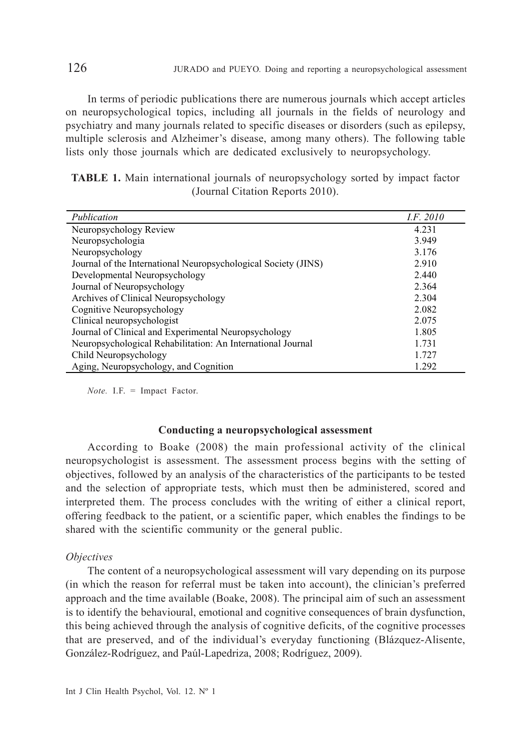In terms of periodic publications there are numerous journals which accept articles on neuropsychological topics, including all journals in the fields of neurology and psychiatry and many journals related to specific diseases or disorders (such as epilepsy, multiple sclerosis and Alzheimer's disease, among many others). The following table lists only those journals which are dedicated exclusively to neuropsychology.

**TABLE 1.** Main international journals of neuropsychology sorted by impact factor (Journal Citation Reports 2010).

| *Publication* | *I.F. 2010* |
|---|---|
| Neuropsychology Review | 4.231 |
| Neuropsychologia | 3.949 |
| Neuropsychology | 3.176 |
| Journal of the International Neuropsychological Society (JINS) | 2.910 |
| Developmental Neuropsychology | 2.440 |
| Journal of Neuropsychology | 2.364 |
| Archives of Clinical Neuropsychology | 2.304 |
| Cognitive Neuropsychology | 2.082 |
| Clinical neuropsychologist | 2.075 |
| Journal of Clinical and Experimental Neuropsychology | 1.805 |
| Neuropsychological Rehabilitation: An International Journal | 1.731 |
| Child Neuropsychology | 1.727 |
| Aging, Neuropsychology, and Cognition | 1.292 |

*Note.* I.F. = Impact Factor.

### Conducting a neuropsychological assessment

According to Boake (2008) the main professional activity of the clinical neuropsychologist is assessment. The assessment process begins with the setting of objectives, followed by an analysis of the characteristics of the participants to be tested and the selection of appropriate tests, which must then be administered, scored and interpreted them. The process concludes with the writing of either a clinical report, offering feedback to the patient, or a scientific paper, which enables the findings to be shared with the scientific community or the general public.

#### *Objectives*

The content of a neuropsychological assessment will vary depending on its purpose (in which the reason for referral must be taken into account), the clinician's preferred approach and the time available (Boake, 2008). The principal aim of such an assessment is to identify the behavioural, emotional and cognitive consequences of brain dysfunction, this being achieved through the analysis of cognitive deficits, of the cognitive processes that are preserved, and of the individual's everyday functioning (Blázquez-Alisente, González-Rodríguez, and Paúl-Lapedriza, 2008; Rodríguez, 2009).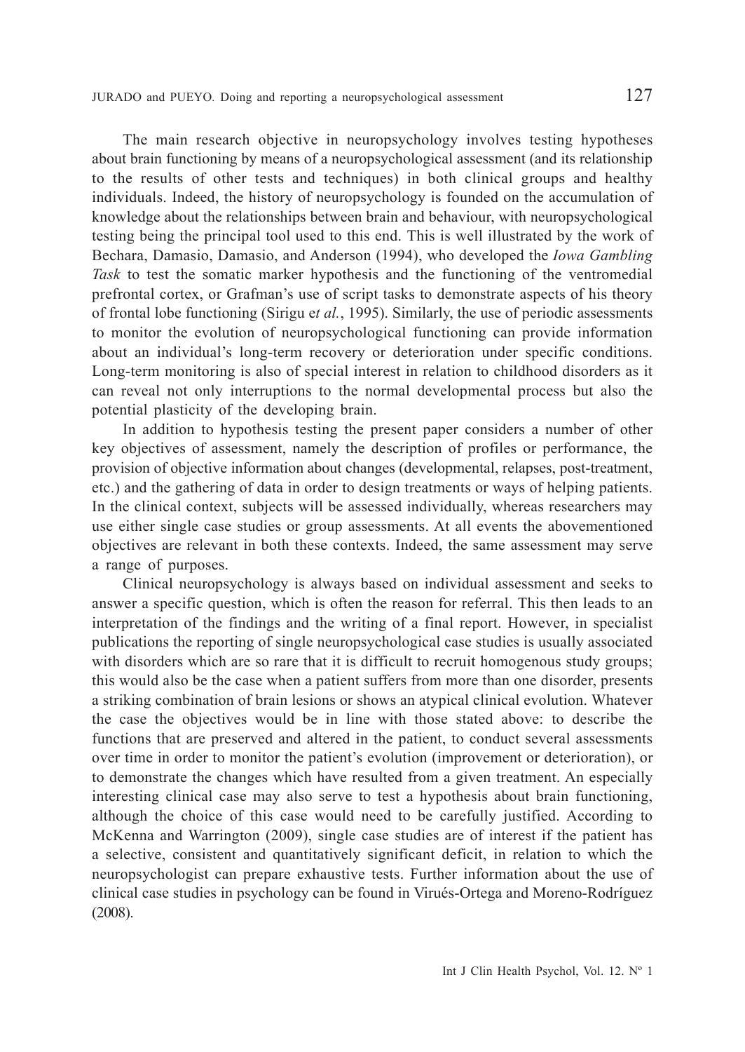The main research objective in neuropsychology involves testing hypotheses about brain functioning by means of a neuropsychological assessment (and its relationship to the results of other tests and techniques) in both clinical groups and healthy individuals. Indeed, the history of neuropsychology is founded on the accumulation of knowledge about the relationships between brain and behaviour, with neuropsychological testing being the principal tool used to this end. This is well illustrated by the work of Bechara, Damasio, Damasio, and Anderson (1994), who developed the *Iowa Gambling Task* to test the somatic marker hypothesis and the functioning of the ventromedial prefrontal cortex, or Grafman's use of script tasks to demonstrate aspects of his theory of frontal lobe functioning (Sirigu e*t al.*, 1995). Similarly, the use of periodic assessments to monitor the evolution of neuropsychological functioning can provide information about an individual's long-term recovery or deterioration under specific conditions. Long-term monitoring is also of special interest in relation to childhood disorders as it can reveal not only interruptions to the normal developmental process but also the potential plasticity of the developing brain.

In addition to hypothesis testing the present paper considers a number of other key objectives of assessment, namely the description of profiles or performance, the provision of objective information about changes (developmental, relapses, post-treatment, etc.) and the gathering of data in order to design treatments or ways of helping patients. In the clinical context, subjects will be assessed individually, whereas researchers may use either single case studies or group assessments. At all events the abovementioned objectives are relevant in both these contexts. Indeed, the same assessment may serve a range of purposes.

Clinical neuropsychology is always based on individual assessment and seeks to answer a specific question, which is often the reason for referral. This then leads to an interpretation of the findings and the writing of a final report. However, in specialist publications the reporting of single neuropsychological case studies is usually associated with disorders which are so rare that it is difficult to recruit homogenous study groups; this would also be the case when a patient suffers from more than one disorder, presents a striking combination of brain lesions or shows an atypical clinical evolution. Whatever the case the objectives would be in line with those stated above: to describe the functions that are preserved and altered in the patient, to conduct several assessments over time in order to monitor the patient's evolution (improvement or deterioration), or to demonstrate the changes which have resulted from a given treatment. An especially interesting clinical case may also serve to test a hypothesis about brain functioning, although the choice of this case would need to be carefully justified. According to McKenna and Warrington (2009), single case studies are of interest if the patient has a selective, consistent and quantitatively significant deficit, in relation to which the neuropsychologist can prepare exhaustive tests. Further information about the use of clinical case studies in psychology can be found in Virués-Ortega and Moreno-Rodríguez (2008).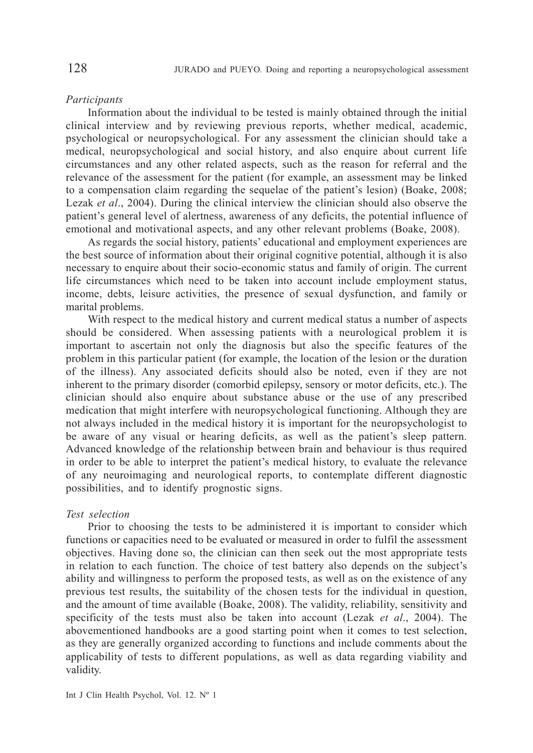*Participants*

Information about the individual to be tested is mainly obtained through the initial clinical interview and by reviewing previous reports, whether medical, academic, psychological or neuropsychological. For any assessment the clinician should take a medical, neuropsychological and social history, and also enquire about current life circumstances and any other related aspects, such as the reason for referral and the relevance of the assessment for the patient (for example, an assessment may be linked to a compensation claim regarding the sequelae of the patient's lesion) (Boake, 2008; Lezak *et al*., 2004). During the clinical interview the clinician should also observe the patient's general level of alertness, awareness of any deficits, the potential influence of emotional and motivational aspects, and any other relevant problems (Boake, 2008).

As regards the social history, patients' educational and employment experiences are the best source of information about their original cognitive potential, although it is also necessary to enquire about their socio-economic status and family of origin. The current life circumstances which need to be taken into account include employment status, income, debts, leisure activities, the presence of sexual dysfunction, and family or marital problems.

With respect to the medical history and current medical status a number of aspects should be considered. When assessing patients with a neurological problem it is important to ascertain not only the diagnosis but also the specific features of the problem in this particular patient (for example, the location of the lesion or the duration of the illness). Any associated deficits should also be noted, even if they are not inherent to the primary disorder (comorbid epilepsy, sensory or motor deficits, etc.). The clinician should also enquire about substance abuse or the use of any prescribed medication that might interfere with neuropsychological functioning. Although they are not always included in the medical history it is important for the neuropsychologist to be aware of any visual or hearing deficits, as well as the patient's sleep pattern. Advanced knowledge of the relationship between brain and behaviour is thus required in order to be able to interpret the patient's medical history, to evaluate the relevance of any neuroimaging and neurological reports, to contemplate different diagnostic possibilities, and to identify prognostic signs.

*Test selection*

Prior to choosing the tests to be administered it is important to consider which functions or capacities need to be evaluated or measured in order to fulfil the assessment objectives. Having done so, the clinician can then seek out the most appropriate tests in relation to each function. The choice of test battery also depends on the subject's ability and willingness to perform the proposed tests, as well as on the existence of any previous test results, the suitability of the chosen tests for the individual in question, and the amount of time available (Boake, 2008). The validity, reliability, sensitivity and specificity of the tests must also be taken into account (Lezak *et al*., 2004). The abovementioned handbooks are a good starting point when it comes to test selection, as they are generally organized according to functions and include comments about the applicability of tests to different populations, as well as data regarding viability and validity.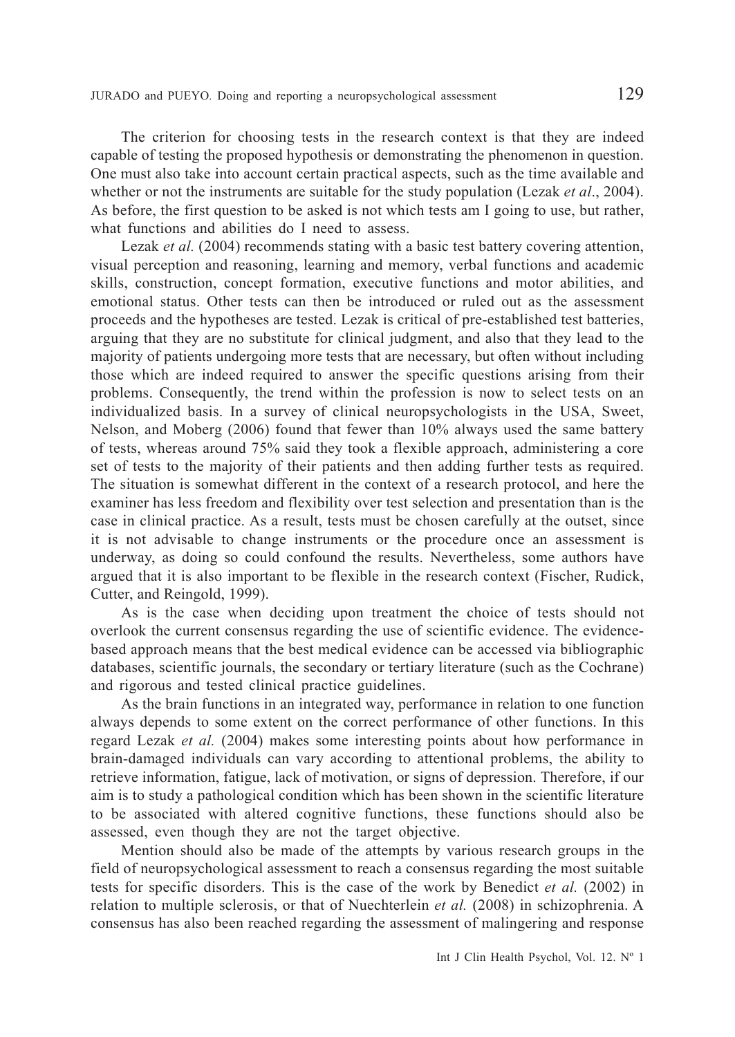The criterion for choosing tests in the research context is that they are indeed capable of testing the proposed hypothesis or demonstrating the phenomenon in question. One must also take into account certain practical aspects, such as the time available and whether or not the instruments are suitable for the study population (Lezak *et al*., 2004). As before, the first question to be asked is not which tests am I going to use, but rather, what functions and abilities do I need to assess.

Lezak *et al.* (2004) recommends stating with a basic test battery covering attention, visual perception and reasoning, learning and memory, verbal functions and academic skills, construction, concept formation, executive functions and motor abilities, and emotional status. Other tests can then be introduced or ruled out as the assessment proceeds and the hypotheses are tested. Lezak is critical of pre-established test batteries, arguing that they are no substitute for clinical judgment, and also that they lead to the majority of patients undergoing more tests that are necessary, but often without including those which are indeed required to answer the specific questions arising from their problems. Consequently, the trend within the profession is now to select tests on an individualized basis. In a survey of clinical neuropsychologists in the USA, Sweet, Nelson, and Moberg (2006) found that fewer than 10% always used the same battery of tests, whereas around 75% said they took a flexible approach, administering a core set of tests to the majority of their patients and then adding further tests as required. The situation is somewhat different in the context of a research protocol, and here the examiner has less freedom and flexibility over test selection and presentation than is the case in clinical practice. As a result, tests must be chosen carefully at the outset, since it is not advisable to change instruments or the procedure once an assessment is underway, as doing so could confound the results. Nevertheless, some authors have argued that it is also important to be flexible in the research context (Fischer, Rudick, Cutter, and Reingold, 1999).

As is the case when deciding upon treatment the choice of tests should not overlook the current consensus regarding the use of scientific evidence. The evidence-based approach means that the best medical evidence can be accessed via bibliographic databases, scientific journals, the secondary or tertiary literature (such as the Cochrane) and rigorous and tested clinical practice guidelines.

As the brain functions in an integrated way, performance in relation to one function always depends to some extent on the correct performance of other functions. In this regard Lezak *et al.* (2004) makes some interesting points about how performance in brain-damaged individuals can vary according to attentional problems, the ability to retrieve information, fatigue, lack of motivation, or signs of depression. Therefore, if our aim is to study a pathological condition which has been shown in the scientific literature to be associated with altered cognitive functions, these functions should also be assessed, even though they are not the target objective.

Mention should also be made of the attempts by various research groups in the field of neuropsychological assessment to reach a consensus regarding the most suitable tests for specific disorders. This is the case of the work by Benedict *et al.* (2002) in relation to multiple sclerosis, or that of Nuechterlein *et al.* (2008) in schizophrenia. A consensus has also been reached regarding the assessment of malingering and response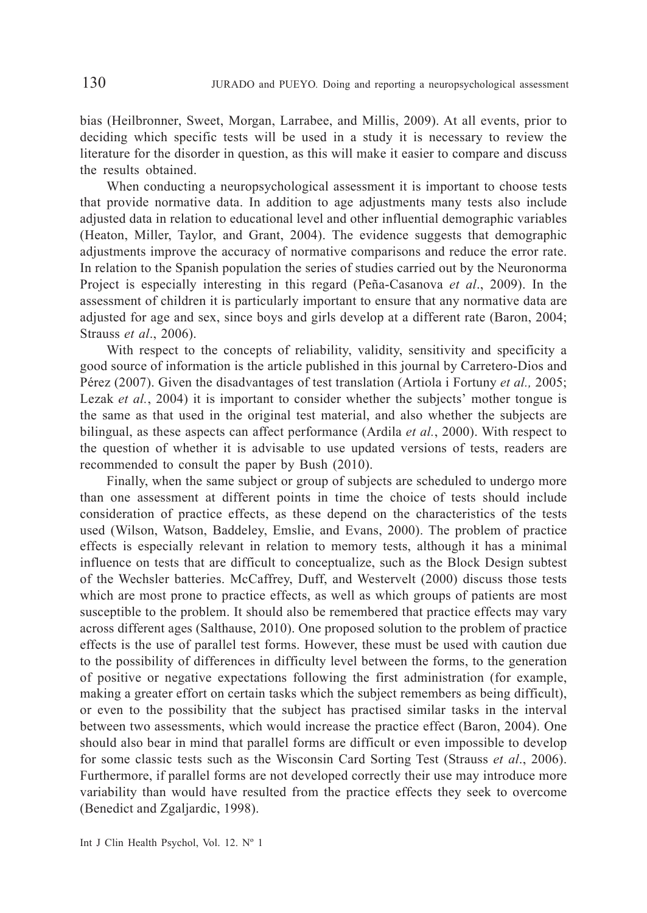bias (Heilbronner, Sweet, Morgan, Larrabee, and Millis, 2009). At all events, prior to deciding which specific tests will be used in a study it is necessary to review the literature for the disorder in question, as this will make it easier to compare and discuss the results obtained.

When conducting a neuropsychological assessment it is important to choose tests that provide normative data. In addition to age adjustments many tests also include adjusted data in relation to educational level and other influential demographic variables (Heaton, Miller, Taylor, and Grant, 2004). The evidence suggests that demographic adjustments improve the accuracy of normative comparisons and reduce the error rate. In relation to the Spanish population the series of studies carried out by the Neuronorma Project is especially interesting in this regard (Peña-Casanova *et al*., 2009). In the assessment of children it is particularly important to ensure that any normative data are adjusted for age and sex, since boys and girls develop at a different rate (Baron, 2004; Strauss *et al*., 2006).

With respect to the concepts of reliability, validity, sensitivity and specificity a good source of information is the article published in this journal by Carretero-Dios and Pérez (2007). Given the disadvantages of test translation (Artiola i Fortuny *et al.,* 2005; Lezak *et al.*, 2004) it is important to consider whether the subjects' mother tongue is the same as that used in the original test material, and also whether the subjects are bilingual, as these aspects can affect performance (Ardila *et al.*, 2000). With respect to the question of whether it is advisable to use updated versions of tests, readers are recommended to consult the paper by Bush (2010).

Finally, when the same subject or group of subjects are scheduled to undergo more than one assessment at different points in time the choice of tests should include consideration of practice effects, as these depend on the characteristics of the tests used (Wilson, Watson, Baddeley, Emslie, and Evans, 2000). The problem of practice effects is especially relevant in relation to memory tests, although it has a minimal influence on tests that are difficult to conceptualize, such as the Block Design subtest of the Wechsler batteries. McCaffrey, Duff, and Westervelt (2000) discuss those tests which are most prone to practice effects, as well as which groups of patients are most susceptible to the problem. It should also be remembered that practice effects may vary across different ages (Salthause, 2010). One proposed solution to the problem of practice effects is the use of parallel test forms. However, these must be used with caution due to the possibility of differences in difficulty level between the forms, to the generation of positive or negative expectations following the first administration (for example, making a greater effort on certain tasks which the subject remembers as being difficult), or even to the possibility that the subject has practised similar tasks in the interval between two assessments, which would increase the practice effect (Baron, 2004). One should also bear in mind that parallel forms are difficult or even impossible to develop for some classic tests such as the Wisconsin Card Sorting Test (Strauss *et al*., 2006). Furthermore, if parallel forms are not developed correctly their use may introduce more variability than would have resulted from the practice effects they seek to overcome (Benedict and Zgaljardic, 1998).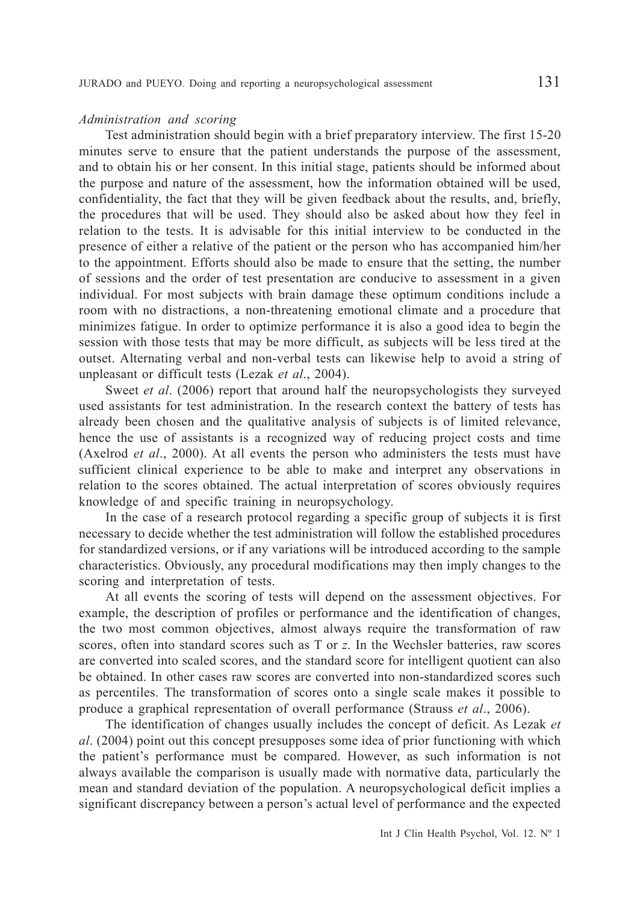*Administration and scoring*

Test administration should begin with a brief preparatory interview. The first 15-20 minutes serve to ensure that the patient understands the purpose of the assessment, and to obtain his or her consent. In this initial stage, patients should be informed about the purpose and nature of the assessment, how the information obtained will be used, confidentiality, the fact that they will be given feedback about the results, and, briefly, the procedures that will be used. They should also be asked about how they feel in relation to the tests. It is advisable for this initial interview to be conducted in the presence of either a relative of the patient or the person who has accompanied him/her to the appointment. Efforts should also be made to ensure that the setting, the number of sessions and the order of test presentation are conducive to assessment in a given individual. For most subjects with brain damage these optimum conditions include a room with no distractions, a non-threatening emotional climate and a procedure that minimizes fatigue. In order to optimize performance it is also a good idea to begin the session with those tests that may be more difficult, as subjects will be less tired at the outset. Alternating verbal and non-verbal tests can likewise help to avoid a string of unpleasant or difficult tests (Lezak *et al*., 2004).

Sweet *et al*. (2006) report that around half the neuropsychologists they surveyed used assistants for test administration. In the research context the battery of tests has already been chosen and the qualitative analysis of subjects is of limited relevance, hence the use of assistants is a recognized way of reducing project costs and time (Axelrod *et al*., 2000). At all events the person who administers the tests must have sufficient clinical experience to be able to make and interpret any observations in relation to the scores obtained. The actual interpretation of scores obviously requires knowledge of and specific training in neuropsychology.

In the case of a research protocol regarding a specific group of subjects it is first necessary to decide whether the test administration will follow the established procedures for standardized versions, or if any variations will be introduced according to the sample characteristics. Obviously, any procedural modifications may then imply changes to the scoring and interpretation of tests.

At all events the scoring of tests will depend on the assessment objectives. For example, the description of profiles or performance and the identification of changes, the two most common objectives, almost always require the transformation of raw scores, often into standard scores such as T or *z*. In the Wechsler batteries, raw scores are converted into scaled scores, and the standard score for intelligent quotient can also be obtained. In other cases raw scores are converted into non-standardized scores such as percentiles. The transformation of scores onto a single scale makes it possible to produce a graphical representation of overall performance (Strauss *et al*., 2006).

The identification of changes usually includes the concept of deficit. As Lezak *et al*. (2004) point out this concept presupposes some idea of prior functioning with which the patient's performance must be compared. However, as such information is not always available the comparison is usually made with normative data, particularly the mean and standard deviation of the population. A neuropsychological deficit implies a significant discrepancy between a person's actual level of performance and the expected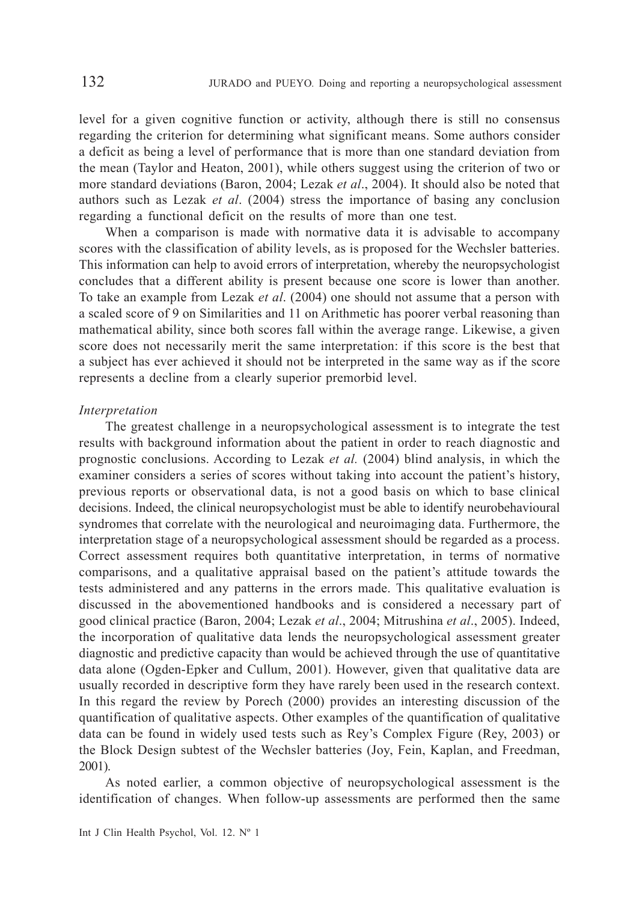level for a given cognitive function or activity, although there is still no consensus regarding the criterion for determining what significant means. Some authors consider a deficit as being a level of performance that is more than one standard deviation from the mean (Taylor and Heaton, 2001), while others suggest using the criterion of two or more standard deviations (Baron, 2004; Lezak *et al*., 2004). It should also be noted that authors such as Lezak *et al*. (2004) stress the importance of basing any conclusion regarding a functional deficit on the results of more than one test.

When a comparison is made with normative data it is advisable to accompany scores with the classification of ability levels, as is proposed for the Wechsler batteries. This information can help to avoid errors of interpretation, whereby the neuropsychologist concludes that a different ability is present because one score is lower than another. To take an example from Lezak *et al*. (2004) one should not assume that a person with a scaled score of 9 on Similarities and 11 on Arithmetic has poorer verbal reasoning than mathematical ability, since both scores fall within the average range. Likewise, a given score does not necessarily merit the same interpretation: if this score is the best that a subject has ever achieved it should not be interpreted in the same way as if the score represents a decline from a clearly superior premorbid level.

*Interpretation*

The greatest challenge in a neuropsychological assessment is to integrate the test results with background information about the patient in order to reach diagnostic and prognostic conclusions. According to Lezak *et al.* (2004) blind analysis, in which the examiner considers a series of scores without taking into account the patient's history, previous reports or observational data, is not a good basis on which to base clinical decisions. Indeed, the clinical neuropsychologist must be able to identify neurobehavioural syndromes that correlate with the neurological and neuroimaging data. Furthermore, the interpretation stage of a neuropsychological assessment should be regarded as a process. Correct assessment requires both quantitative interpretation, in terms of normative comparisons, and a qualitative appraisal based on the patient's attitude towards the tests administered and any patterns in the errors made. This qualitative evaluation is discussed in the abovementioned handbooks and is considered a necessary part of good clinical practice (Baron, 2004; Lezak *et al*., 2004; Mitrushina *et al*., 2005). Indeed, the incorporation of qualitative data lends the neuropsychological assessment greater diagnostic and predictive capacity than would be achieved through the use of quantitative data alone (Ogden-Epker and Cullum, 2001). However, given that qualitative data are usually recorded in descriptive form they have rarely been used in the research context. In this regard the review by Porech (2000) provides an interesting discussion of the quantification of qualitative aspects. Other examples of the quantification of qualitative data can be found in widely used tests such as Rey's Complex Figure (Rey, 2003) or the Block Design subtest of the Wechsler batteries (Joy, Fein, Kaplan, and Freedman, 2001).

As noted earlier, a common objective of neuropsychological assessment is the identification of changes. When follow-up assessments are performed then the same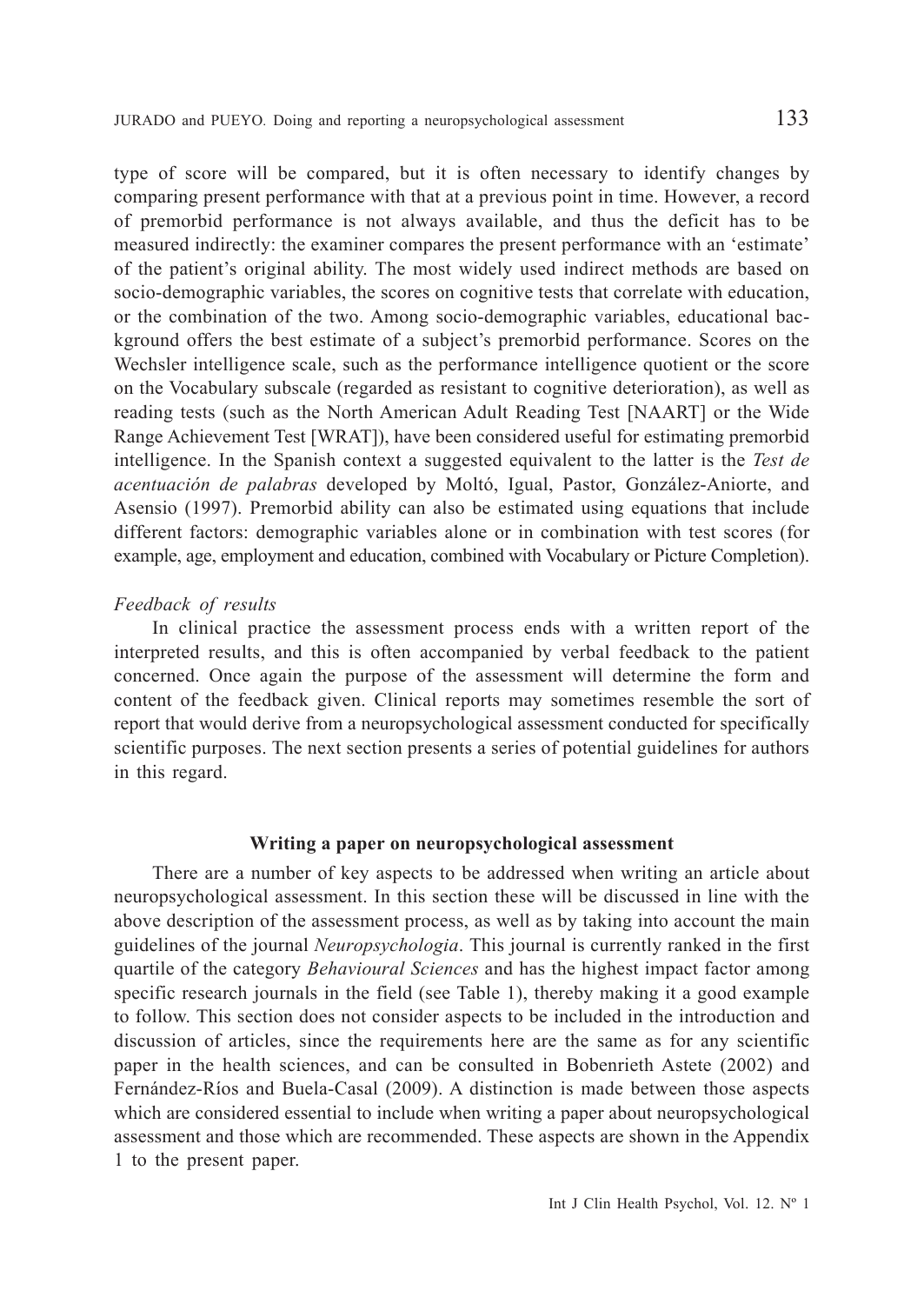type of score will be compared, but it is often necessary to identify changes by comparing present performance with that at a previous point in time. However, a record of premorbid performance is not always available, and thus the deficit has to be measured indirectly: the examiner compares the present performance with an 'estimate' of the patient's original ability. The most widely used indirect methods are based on socio-demographic variables, the scores on cognitive tests that correlate with education, or the combination of the two. Among socio-demographic variables, educational background offers the best estimate of a subject's premorbid performance. Scores on the Wechsler intelligence scale, such as the performance intelligence quotient or the score on the Vocabulary subscale (regarded as resistant to cognitive deterioration), as well as reading tests (such as the North American Adult Reading Test [NAART] or the Wide Range Achievement Test [WRAT]), have been considered useful for estimating premorbid intelligence. In the Spanish context a suggested equivalent to the latter is the *Test de acentuación de palabras* developed by Moltó, Igual, Pastor, González-Aniorte, and Asensio (1997). Premorbid ability can also be estimated using equations that include different factors: demographic variables alone or in combination with test scores (for example, age, employment and education, combined with Vocabulary or Picture Completion).

*Feedback of results*

In clinical practice the assessment process ends with a written report of the interpreted results, and this is often accompanied by verbal feedback to the patient concerned. Once again the purpose of the assessment will determine the form and content of the feedback given. Clinical reports may sometimes resemble the sort of report that would derive from a neuropsychological assessment conducted for specifically scientific purposes. The next section presents a series of potential guidelines for authors in this regard.

## Writing a paper on neuropsychological assessment

There are a number of key aspects to be addressed when writing an article about neuropsychological assessment. In this section these will be discussed in line with the above description of the assessment process, as well as by taking into account the main guidelines of the journal *Neuropsychologia*. This journal is currently ranked in the first quartile of the category *Behavioural Sciences* and has the highest impact factor among specific research journals in the field (see Table 1), thereby making it a good example to follow. This section does not consider aspects to be included in the introduction and discussion of articles, since the requirements here are the same as for any scientific paper in the health sciences, and can be consulted in Bobenrieth Astete (2002) and Fernández-Ríos and Buela-Casal (2009). A distinction is made between those aspects which are considered essential to include when writing a paper about neuropsychological assessment and those which are recommended. These aspects are shown in the Appendix 1 to the present paper.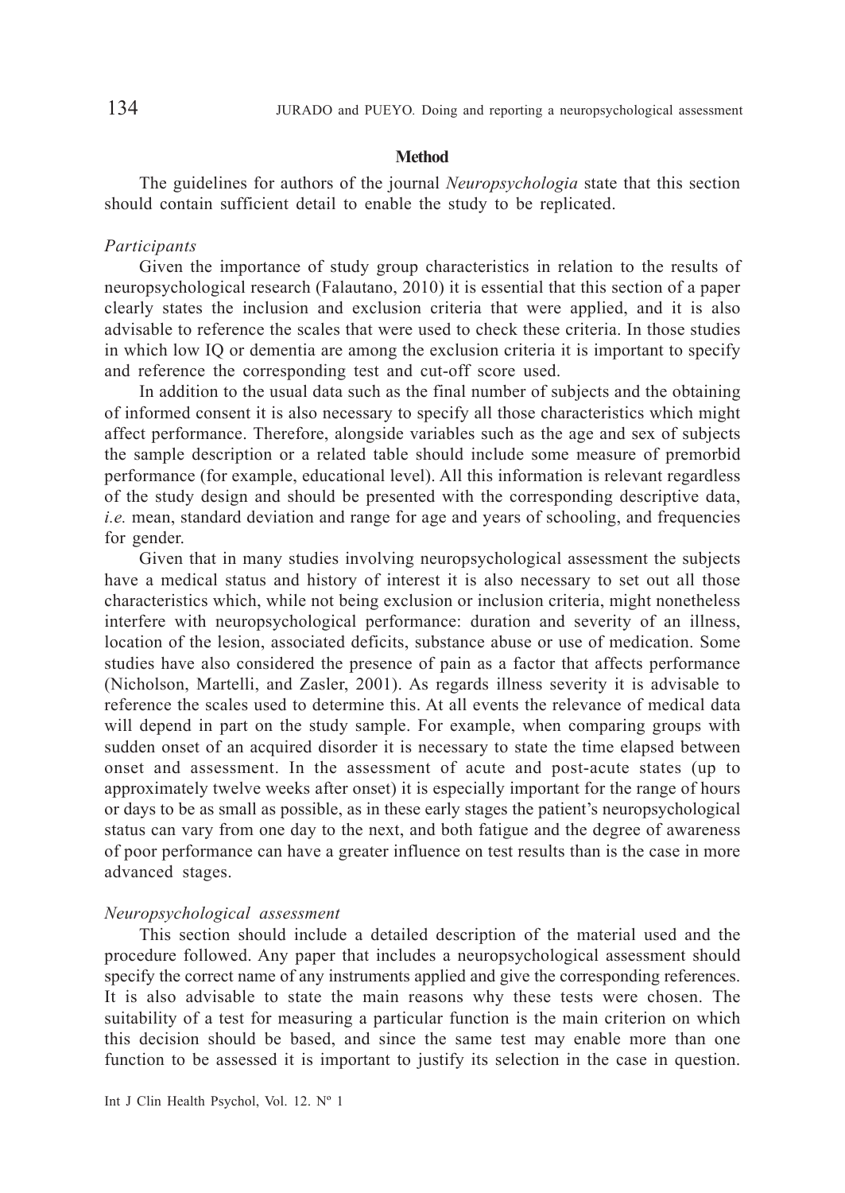## Method

The guidelines for authors of the journal *Neuropsychologia* state that this section should contain sufficient detail to enable the study to be replicated.

### *Participants*

Given the importance of study group characteristics in relation to the results of neuropsychological research (Falautano, 2010) it is essential that this section of a paper clearly states the inclusion and exclusion criteria that were applied, and it is also advisable to reference the scales that were used to check these criteria. In those studies in which low IQ or dementia are among the exclusion criteria it is important to specify and reference the corresponding test and cut-off score used.

In addition to the usual data such as the final number of subjects and the obtaining of informed consent it is also necessary to specify all those characteristics which might affect performance. Therefore, alongside variables such as the age and sex of subjects the sample description or a related table should include some measure of premorbid performance (for example, educational level). All this information is relevant regardless of the study design and should be presented with the corresponding descriptive data, *i.e.* mean, standard deviation and range for age and years of schooling, and frequencies for gender.

Given that in many studies involving neuropsychological assessment the subjects have a medical status and history of interest it is also necessary to set out all those characteristics which, while not being exclusion or inclusion criteria, might nonetheless interfere with neuropsychological performance: duration and severity of an illness, location of the lesion, associated deficits, substance abuse or use of medication. Some studies have also considered the presence of pain as a factor that affects performance (Nicholson, Martelli, and Zasler, 2001). As regards illness severity it is advisable to reference the scales used to determine this. At all events the relevance of medical data will depend in part on the study sample. For example, when comparing groups with sudden onset of an acquired disorder it is necessary to state the time elapsed between onset and assessment. In the assessment of acute and post-acute states (up to approximately twelve weeks after onset) it is especially important for the range of hours or days to be as small as possible, as in these early stages the patient's neuropsychological status can vary from one day to the next, and both fatigue and the degree of awareness of poor performance can have a greater influence on test results than is the case in more advanced stages.

### *Neuropsychological assessment*

This section should include a detailed description of the material used and the procedure followed. Any paper that includes a neuropsychological assessment should specify the correct name of any instruments applied and give the corresponding references. It is also advisable to state the main reasons why these tests were chosen. The suitability of a test for measuring a particular function is the main criterion on which this decision should be based, and since the same test may enable more than one function to be assessed it is important to justify its selection in the case in question.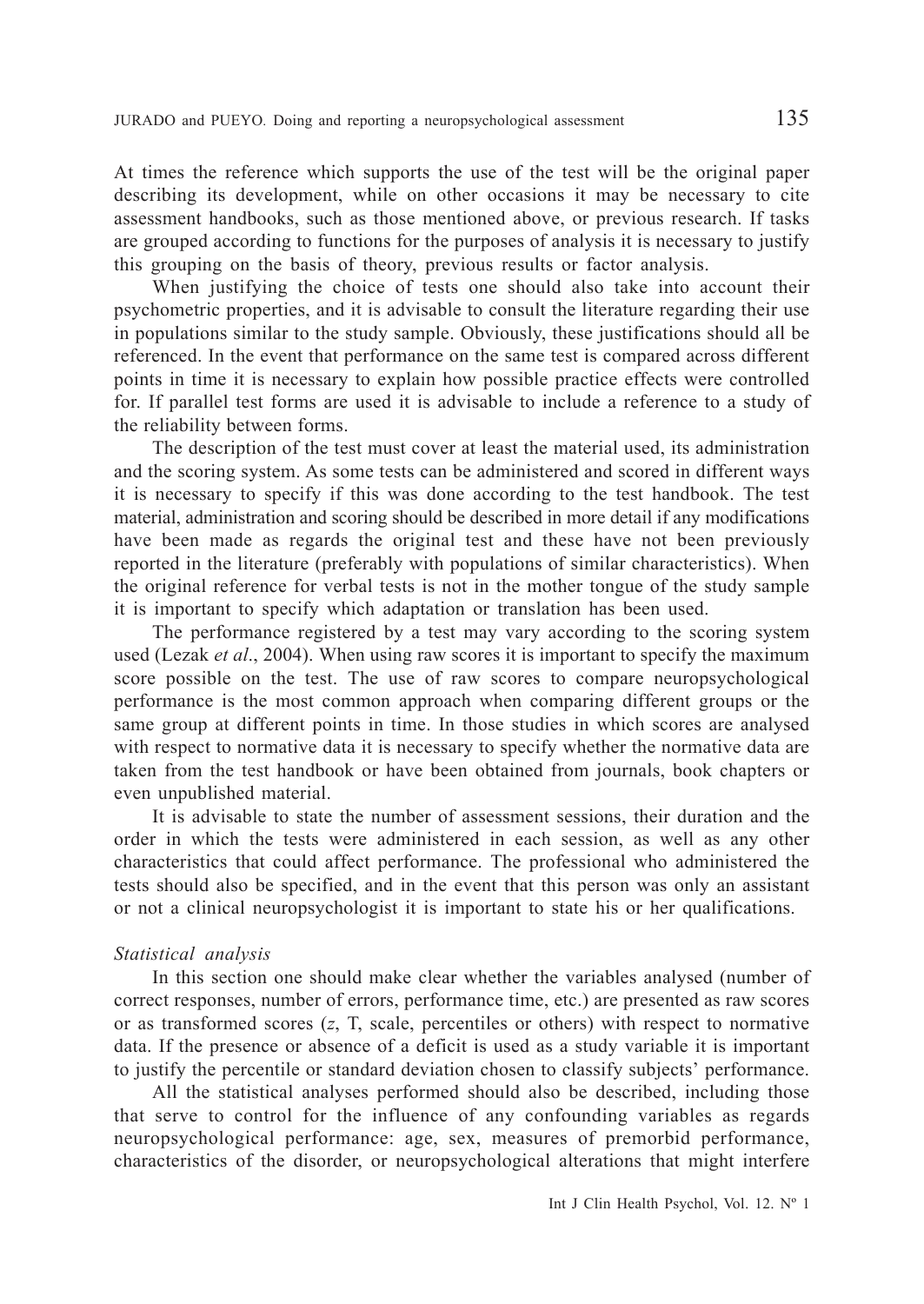At times the reference which supports the use of the test will be the original paper describing its development, while on other occasions it may be necessary to cite assessment handbooks, such as those mentioned above, or previous research. If tasks are grouped according to functions for the purposes of analysis it is necessary to justify this grouping on the basis of theory, previous results or factor analysis.

When justifying the choice of tests one should also take into account their psychometric properties, and it is advisable to consult the literature regarding their use in populations similar to the study sample. Obviously, these justifications should all be referenced. In the event that performance on the same test is compared across different points in time it is necessary to explain how possible practice effects were controlled for. If parallel test forms are used it is advisable to include a reference to a study of the reliability between forms.

The description of the test must cover at least the material used, its administration and the scoring system. As some tests can be administered and scored in different ways it is necessary to specify if this was done according to the test handbook. The test material, administration and scoring should be described in more detail if any modifications have been made as regards the original test and these have not been previously reported in the literature (preferably with populations of similar characteristics). When the original reference for verbal tests is not in the mother tongue of the study sample it is important to specify which adaptation or translation has been used.

The performance registered by a test may vary according to the scoring system used (Lezak *et al*., 2004). When using raw scores it is important to specify the maximum score possible on the test. The use of raw scores to compare neuropsychological performance is the most common approach when comparing different groups or the same group at different points in time. In those studies in which scores are analysed with respect to normative data it is necessary to specify whether the normative data are taken from the test handbook or have been obtained from journals, book chapters or even unpublished material.

It is advisable to state the number of assessment sessions, their duration and the order in which the tests were administered in each session, as well as any other characteristics that could affect performance. The professional who administered the tests should also be specified, and in the event that this person was only an assistant or not a clinical neuropsychologist it is important to state his or her qualifications.

*Statistical analysis*

In this section one should make clear whether the variables analysed (number of correct responses, number of errors, performance time, etc.) are presented as raw scores or as transformed scores ($z$, T, scale, percentiles or others) with respect to normative data. If the presence or absence of a deficit is used as a study variable it is important to justify the percentile or standard deviation chosen to classify subjects' performance.

All the statistical analyses performed should also be described, including those that serve to control for the influence of any confounding variables as regards neuropsychological performance: age, sex, measures of premorbid performance, characteristics of the disorder, or neuropsychological alterations that might interfere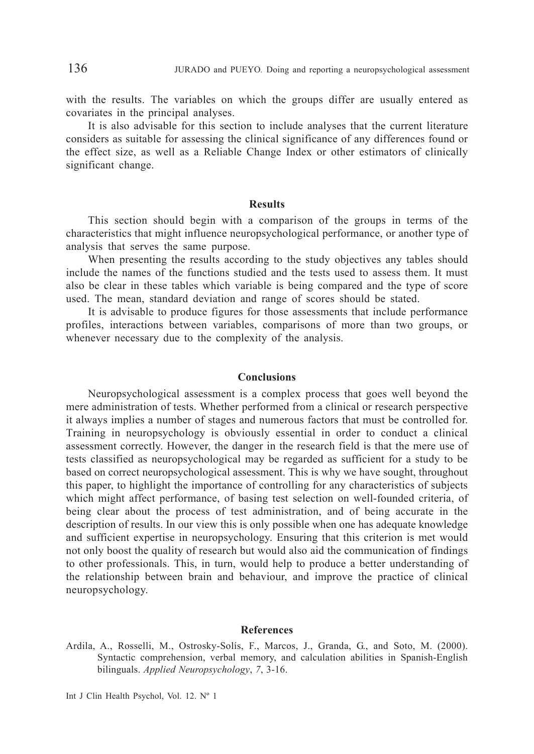with the results. The variables on which the groups differ are usually entered as covariates in the principal analyses.

It is also advisable for this section to include analyses that the current literature considers as suitable for assessing the clinical significance of any differences found or the effect size, as well as a Reliable Change Index or other estimators of clinically significant change.

## Results

This section should begin with a comparison of the groups in terms of the characteristics that might influence neuropsychological performance, or another type of analysis that serves the same purpose.

When presenting the results according to the study objectives any tables should include the names of the functions studied and the tests used to assess them. It must also be clear in these tables which variable is being compared and the type of score used. The mean, standard deviation and range of scores should be stated.

It is advisable to produce figures for those assessments that include performance profiles, interactions between variables, comparisons of more than two groups, or whenever necessary due to the complexity of the analysis.

## Conclusions

Neuropsychological assessment is a complex process that goes well beyond the mere administration of tests. Whether performed from a clinical or research perspective it always implies a number of stages and numerous factors that must be controlled for. Training in neuropsychology is obviously essential in order to conduct a clinical assessment correctly. However, the danger in the research field is that the mere use of tests classified as neuropsychological may be regarded as sufficient for a study to be based on correct neuropsychological assessment. This is why we have sought, throughout this paper, to highlight the importance of controlling for any characteristics of subjects which might affect performance, of basing test selection on well-founded criteria, of being clear about the process of test administration, and of being accurate in the description of results. In our view this is only possible when one has adequate knowledge and sufficient expertise in neuropsychology. Ensuring that this criterion is met would not only boost the quality of research but would also aid the communication of findings to other professionals. This, in turn, would help to produce a better understanding of the relationship between brain and behaviour, and improve the practice of clinical neuropsychology.

## References

Ardila, A., Rosselli, M., Ostrosky-Solís, F., Marcos, J., Granda, G., and Soto, M. (2000). Syntactic comprehension, verbal memory, and calculation abilities in Spanish-English bilinguals. *Applied Neuropsychology*, *7*, 3-16.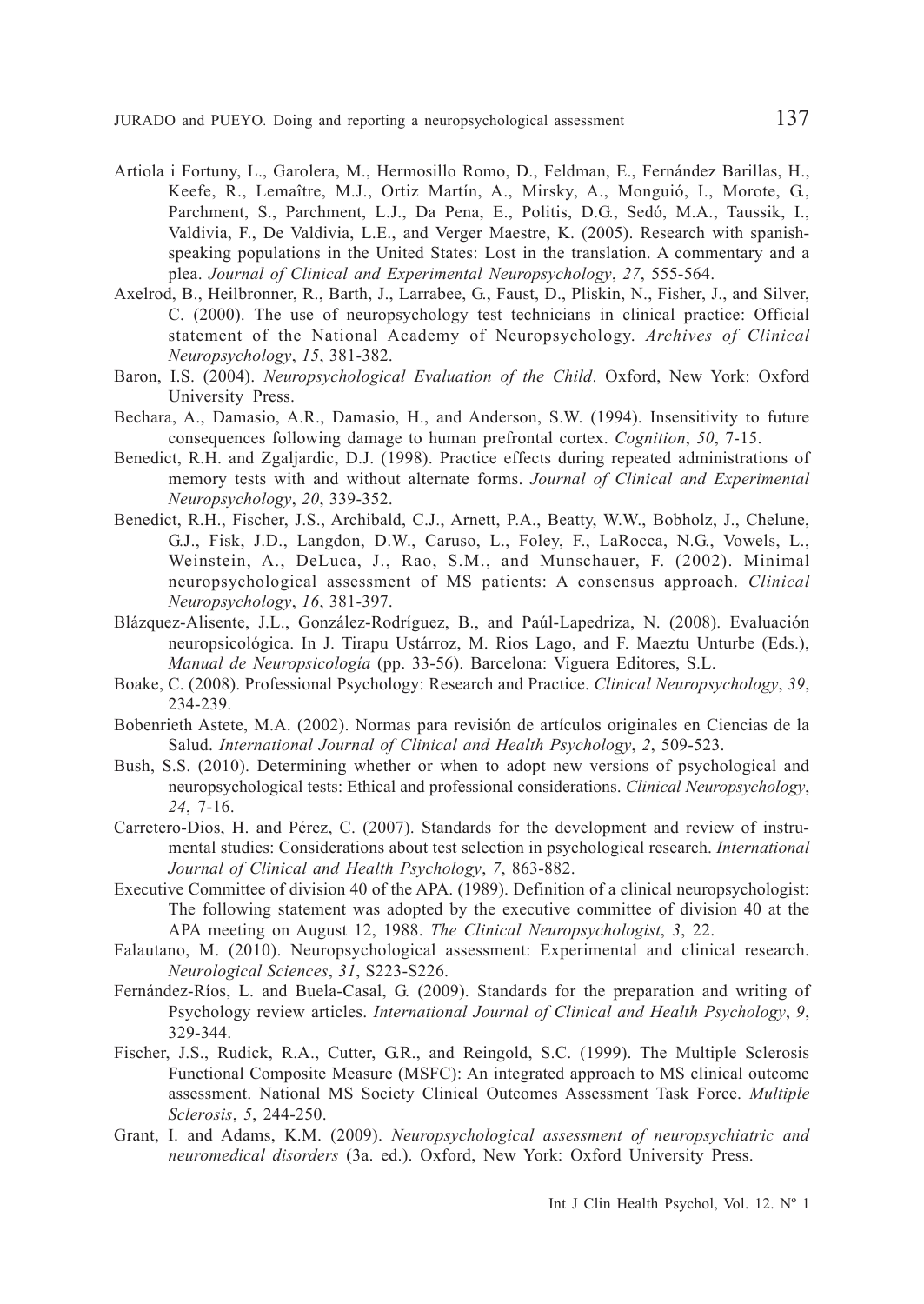Artiola i Fortuny, L., Garolera, M., Hermosillo Romo, D., Feldman, E., Fernández Barillas, H., Keefe, R., Lemaître, M.J., Ortiz Martín, A., Mirsky, A., Monguió, I., Morote, G., Parchment, S., Parchment, L.J., Da Pena, E., Politis, D.G., Sedó, M.A., Taussik, I., Valdivia, F., De Valdivia, L.E., and Verger Maestre, K. (2005). Research with spanish-speaking populations in the United States: Lost in the translation. A commentary and a plea. *Journal of Clinical and Experimental Neuropsychology*, *27*, 555-564.

Axelrod, B., Heilbronner, R., Barth, J., Larrabee, G., Faust, D., Pliskin, N., Fisher, J., and Silver, C. (2000). The use of neuropsychology test technicians in clinical practice: Official statement of the National Academy of Neuropsychology. *Archives of Clinical Neuropsychology*, *15*, 381-382.

Baron, I.S. (2004). *Neuropsychological Evaluation of the Child*. Oxford, New York: Oxford University Press.

Bechara, A., Damasio, A.R., Damasio, H., and Anderson, S.W. (1994). Insensitivity to future consequences following damage to human prefrontal cortex. *Cognition*, *50*, 7-15.

Benedict, R.H. and Zgaljardic, D.J. (1998). Practice effects during repeated administrations of memory tests with and without alternate forms. *Journal of Clinical and Experimental Neuropsychology*, *20*, 339-352.

Benedict, R.H., Fischer, J.S., Archibald, C.J., Arnett, P.A., Beatty, W.W., Bobholz, J., Chelune, G.J., Fisk, J.D., Langdon, D.W., Caruso, L., Foley, F., LaRocca, N.G., Vowels, L., Weinstein, A., DeLuca, J., Rao, S.M., and Munschauer, F. (2002). Minimal neuropsychological assessment of MS patients: A consensus approach. *Clinical Neuropsychology*, *16*, 381-397.

Blázquez-Alisente, J.L., González-Rodríguez, B., and Paúl-Lapedriza, N. (2008). Evaluación neuropsicológica. In J. Tirapu Ustárroz, M. Rios Lago, and F. Maeztu Unturbe (Eds.), *Manual de Neuropsicología* (pp. 33-56). Barcelona: Viguera Editores, S.L.

Boake, C. (2008). Professional Psychology: Research and Practice. *Clinical Neuropsychology*, *39*, 234-239.

Bobenrieth Astete, M.A. (2002). Normas para revisión de artículos originales en Ciencias de la Salud. *International Journal of Clinical and Health Psychology*, *2*, 509-523.

Bush, S.S. (2010). Determining whether or when to adopt new versions of psychological and neuropsychological tests: Ethical and professional considerations. *Clinical Neuropsychology*, *24*, 7-16.

Carretero-Dios, H. and Pérez, C. (2007). Standards for the development and review of instrumental studies: Considerations about test selection in psychological research. *International Journal of Clinical and Health Psychology*, *7*, 863-882.

Executive Committee of division 40 of the APA. (1989). Definition of a clinical neuropsychologist: The following statement was adopted by the executive committee of division 40 at the APA meeting on August 12, 1988. *The Clinical Neuropsychologist*, *3*, 22.

Falautano, M. (2010). Neuropsychological assessment: Experimental and clinical research. *Neurological Sciences*, *31*, S223-S226.

Fernández-Ríos, L. and Buela-Casal, G. (2009). Standards for the preparation and writing of Psychology review articles. *International Journal of Clinical and Health Psychology*, *9*, 329-344.

Fischer, J.S., Rudick, R.A., Cutter, G.R., and Reingold, S.C. (1999). The Multiple Sclerosis Functional Composite Measure (MSFC): An integrated approach to MS clinical outcome assessment. National MS Society Clinical Outcomes Assessment Task Force. *Multiple Sclerosis*, *5*, 244-250.

Grant, I. and Adams, K.M. (2009). *Neuropsychological assessment of neuropsychiatric and neuromedical disorders* (3a. ed.). Oxford, New York: Oxford University Press.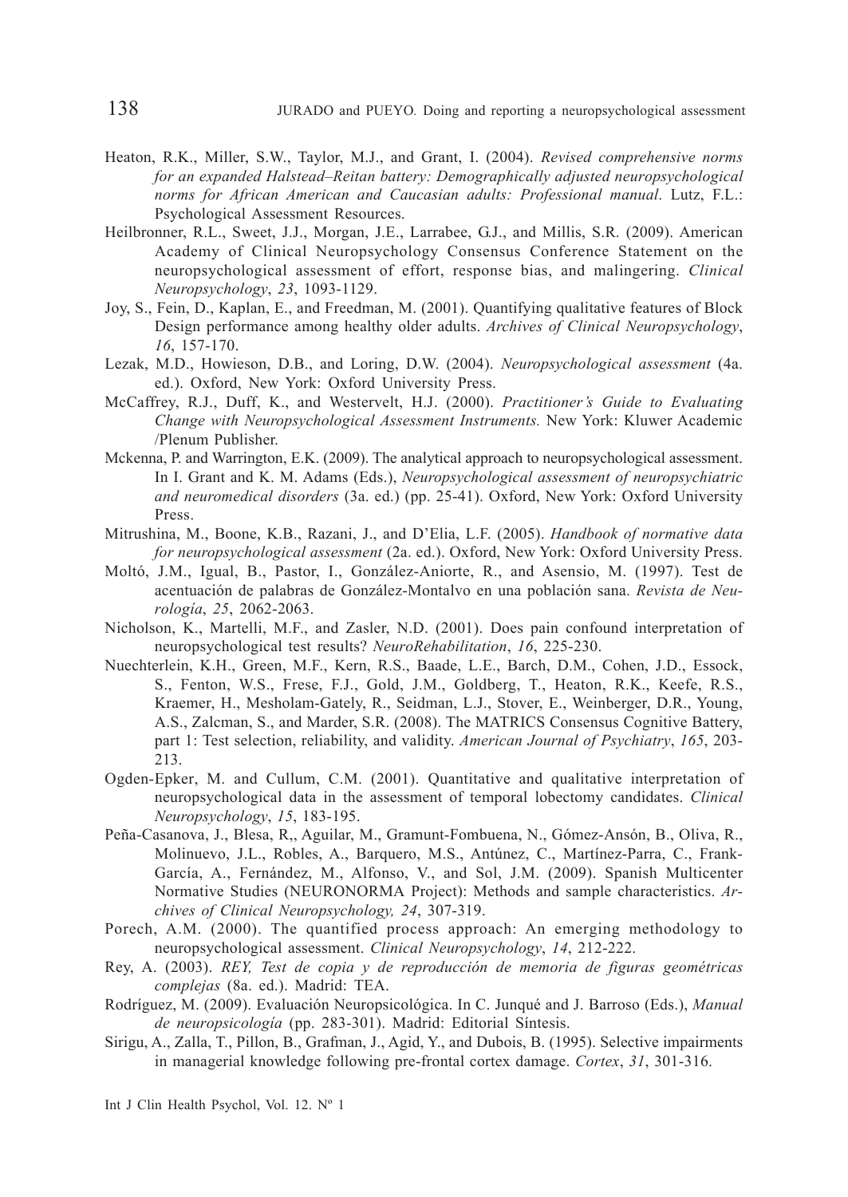Heaton, R.K., Miller, S.W., Taylor, M.J., and Grant, I. (2004). *Revised comprehensive norms for an expanded Halstead–Reitan battery: Demographically adjusted neuropsychological norms for African American and Caucasian adults: Professional manual*. Lutz, F.L.: Psychological Assessment Resources.

Heilbronner, R.L., Sweet, J.J., Morgan, J.E., Larrabee, G.J., and Millis, S.R. (2009). American Academy of Clinical Neuropsychology Consensus Conference Statement on the neuropsychological assessment of effort, response bias, and malingering. *Clinical Neuropsychology*, *23*, 1093-1129.

Joy, S., Fein, D., Kaplan, E., and Freedman, M. (2001). Quantifying qualitative features of Block Design performance among healthy older adults. *Archives of Clinical Neuropsychology*, *16*, 157-170.

Lezak, M.D., Howieson, D.B., and Loring, D.W. (2004). *Neuropsychological assessment* (4a. ed.). Oxford, New York: Oxford University Press.

McCaffrey, R.J., Duff, K., and Westervelt, H.J. (2000). *Practitioner's Guide to Evaluating Change with Neuropsychological Assessment Instruments.* New York: Kluwer Academic /Plenum Publisher.

Mckenna, P. and Warrington, E.K. (2009). The analytical approach to neuropsychological assessment. In I. Grant and K. M. Adams (Eds.), *Neuropsychological assessment of neuropsychiatric and neuromedical disorders* (3a. ed.) (pp. 25-41). Oxford, New York: Oxford University Press.

Mitrushina, M., Boone, K.B., Razani, J., and D'Elia, L.F. (2005). *Handbook of normative data for neuropsychological assessment* (2a. ed.). Oxford, New York: Oxford University Press.

Moltó, J.M., Igual, B., Pastor, I., González-Aniorte, R., and Asensio, M. (1997). Test de acentuación de palabras de González-Montalvo en una población sana. *Revista de Neurología*, *25*, 2062-2063.

Nicholson, K., Martelli, M.F., and Zasler, N.D. (2001). Does pain confound interpretation of neuropsychological test results? *NeuroRehabilitation*, *16*, 225-230.

Nuechterlein, K.H., Green, M.F., Kern, R.S., Baade, L.E., Barch, D.M., Cohen, J.D., Essock, S., Fenton, W.S., Frese, F.J., Gold, J.M., Goldberg, T., Heaton, R.K., Keefe, R.S., Kraemer, H., Mesholam-Gately, R., Seidman, L.J., Stover, E., Weinberger, D.R., Young, A.S., Zalcman, S., and Marder, S.R. (2008). The MATRICS Consensus Cognitive Battery, part 1: Test selection, reliability, and validity. *American Journal of Psychiatry*, *165*, 203-213.

Ogden-Epker, M. and Cullum, C.M. (2001). Quantitative and qualitative interpretation of neuropsychological data in the assessment of temporal lobectomy candidates. *Clinical Neuropsychology*, *15*, 183-195.

Peña-Casanova, J., Blesa, R,, Aguilar, M., Gramunt-Fombuena, N., Gómez-Ansón, B., Oliva, R., Molinuevo, J.L., Robles, A., Barquero, M.S., Antúnez, C., Martínez-Parra, C., Frank-García, A., Fernández, M., Alfonso, V., and Sol, J.M. (2009). Spanish Multicenter Normative Studies (NEURONORMA Project): Methods and sample characteristics. *Archives of Clinical Neuropsychology, 24*, 307-319.

Porech, A.M. (2000). The quantified process approach: An emerging methodology to neuropsychological assessment. *Clinical Neuropsychology*, *14*, 212-222.

Rey, A. (2003). *REY, Test de copia y de reproducción de memoria de figuras geométricas complejas* (8a. ed.). Madrid: TEA.

Rodríguez, M. (2009). Evaluación Neuropsicológica. In C. Junqué and J. Barroso (Eds.), *Manual de neuropsicología* (pp. 283-301). Madrid: Editorial Síntesis.

Sirigu, A., Zalla, T., Pillon, B., Grafman, J., Agid, Y., and Dubois, B. (1995). Selective impairments in managerial knowledge following pre-frontal cortex damage. *Cortex*, *31*, 301-316.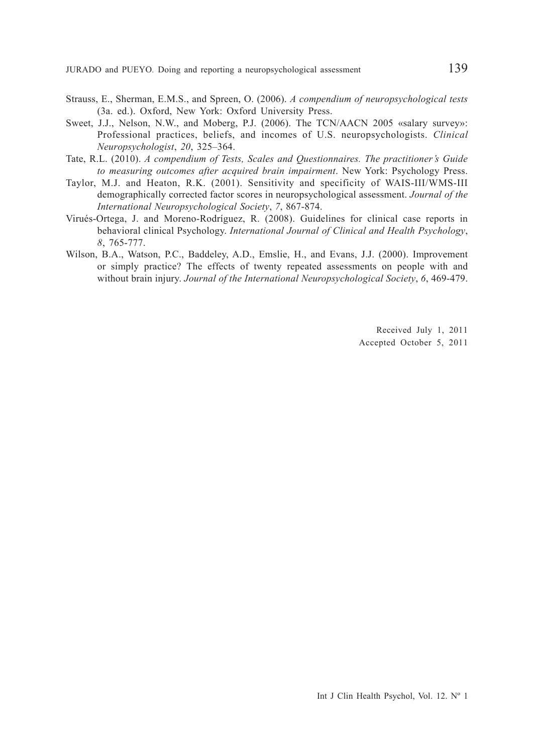Strauss, E., Sherman, E.M.S., and Spreen, O. (2006). *A compendium of neuropsychological tests* (3a. ed.). Oxford, New York: Oxford University Press.

Sweet, J.J., Nelson, N.W., and Moberg, P.J. (2006). The TCN/AACN 2005 «salary survey»: Professional practices, beliefs, and incomes of U.S. neuropsychologists. *Clinical Neuropsychologist*, *20*, 325–364.

Tate, R.L. (2010). *A compendium of Tests, Scales and Questionnaires. The practitioner's Guide to measuring outcomes after acquired brain impairment*. New York: Psychology Press.

Taylor, M.J. and Heaton, R.K. (2001). Sensitivity and specificity of WAIS-III/WMS-III demographically corrected factor scores in neuropsychological assessment. *Journal of the International Neuropsychological Society*, *7*, 867-874.

Virués-Ortega, J. and Moreno-Rodríguez, R. (2008). Guidelines for clinical case reports in behavioral clinical Psychology. *International Journal of Clinical and Health Psychology*, *8*, 765-777.

Wilson, B.A., Watson, P.C., Baddeley, A.D., Emslie, H., and Evans, J.J. (2000). Improvement or simply practice? The effects of twenty repeated assessments on people with and without brain injury. *Journal of the International Neuropsychological Society*, *6*, 469-479.

Received July 1, 2011
Accepted October 5, 2011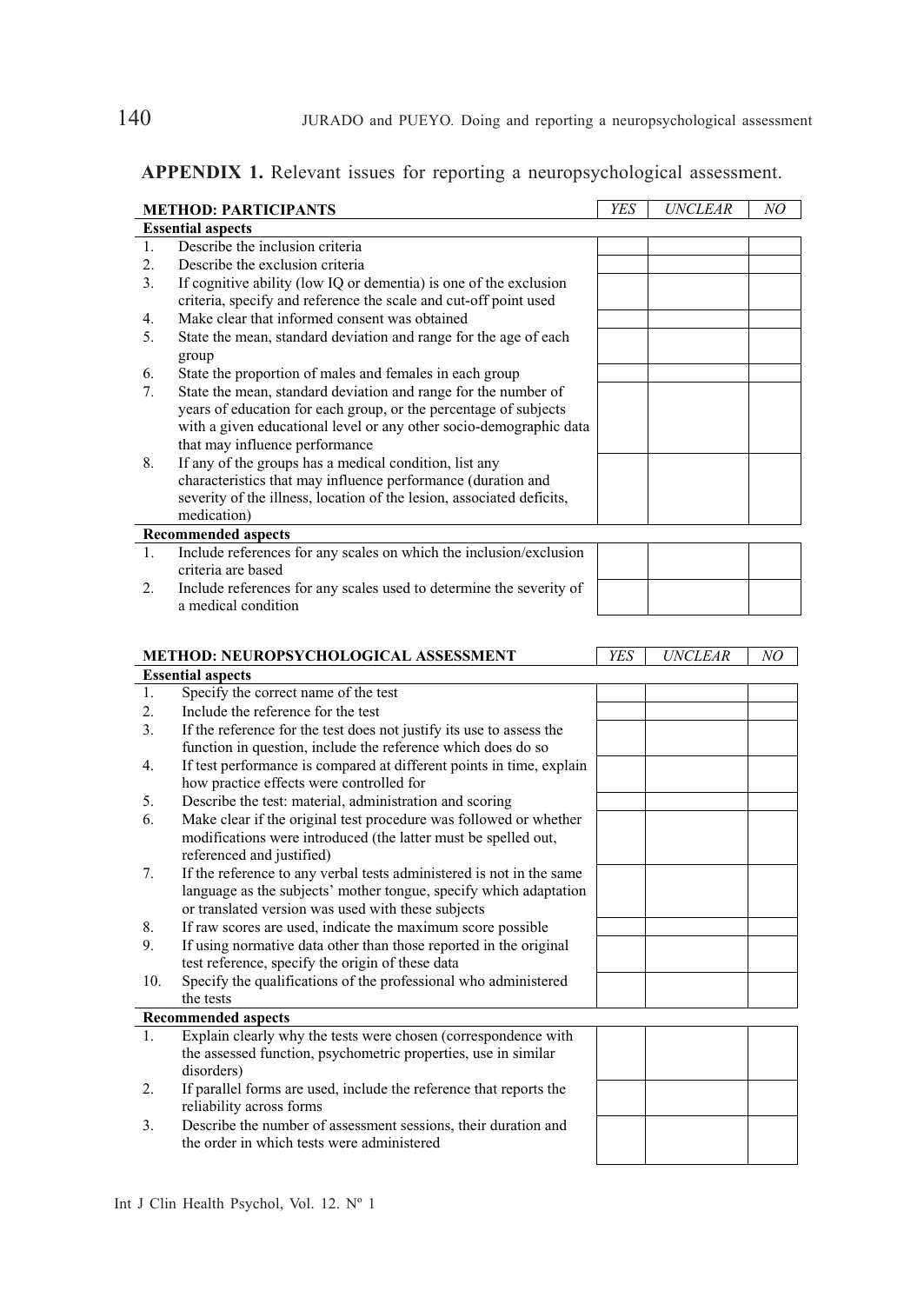**APPENDIX 1.** Relevant issues for reporting a neuropsychological assessment.

| **METHOD: PARTICIPANTS** | *YES* | *UNCLEAR* | *NO* |
|---|---|---|---|
| **Essential aspects** | | | |
| 1. Describe the inclusion criteria | | | |
| 2. Describe the exclusion criteria | | | |
| 3. If cognitive ability (low IQ or dementia) is one of the exclusion criteria, specify and reference the scale and cut-off point used | | | |
| 4. Make clear that informed consent was obtained | | | |
| 5. State the mean, standard deviation and range for the age of each group | | | |
| 6. State the proportion of males and females in each group | | | |
| 7. State the mean, standard deviation and range for the number of years of education for each group, or the percentage of subjects with a given educational level or any other socio-demographic data that may influence performance | | | |
| 8. If any of the groups has a medical condition, list any characteristics that may influence performance (duration and severity of the illness, location of the lesion, associated deficits, medication) | | | |
| **Recommended aspects** | | | |
| 1. Include references for any scales on which the inclusion/exclusion criteria are based | | | |
| 2. Include references for any scales used to determine the severity of a medical condition | | | |

| **METHOD: NEUROPSYCHOLOGICAL ASSESSMENT** | *YES* | *UNCLEAR* | *NO* |
|---|---|---|---|
| **Essential aspects** | | | |
| 1. Specify the correct name of the test | | | |
| 2. Include the reference for the test | | | |
| 3. If the reference for the test does not justify its use to assess the function in question, include the reference which does do so | | | |
| 4. If test performance is compared at different points in time, explain how practice effects were controlled for | | | |
| 5. Describe the test: material, administration and scoring | | | |
| 6. Make clear if the original test procedure was followed or whether modifications were introduced (the latter must be spelled out, referenced and justified) | | | |
| 7. If the reference to any verbal tests administered is not in the same language as the subjects' mother tongue, specify which adaptation or translated version was used with these subjects | | | |
| 8. If raw scores are used, indicate the maximum score possible | | | |
| 9. If using normative data other than those reported in the original test reference, specify the origin of these data | | | |
| 10. Specify the qualifications of the professional who administered the tests | | | |
| **Recommended aspects** | | | |
| 1. Explain clearly why the tests were chosen (correspondence with the assessed function, psychometric properties, use in similar disorders) | | | |
| 2. If parallel forms are used, include the reference that reports the reliability across forms | | | |
| 3. Describe the number of assessment sessions, their duration and the order in which tests were administered | | | |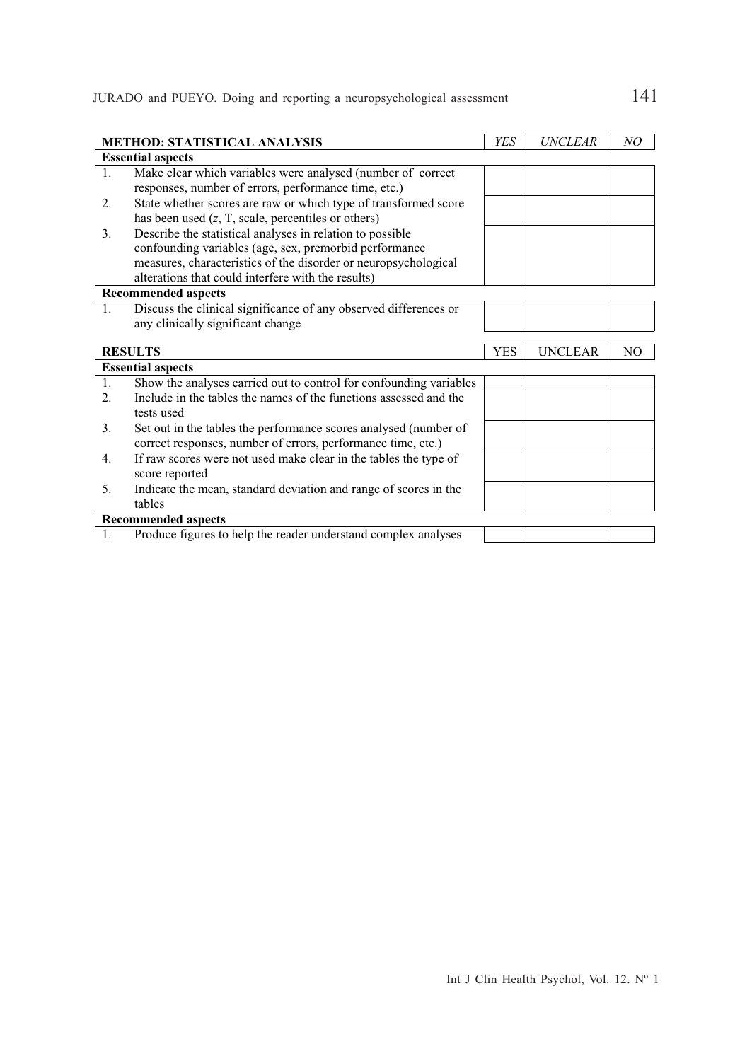| METHOD: STATISTICAL ANALYSIS | | *YES* | *UNCLEAR* | *NO* |
|---|---|---|---|---|
| **Essential aspects** | | | | |
| 1. | Make clear which variables were analysed (number of correct responses, number of errors, performance time, etc.) | | | |
| 2. | State whether scores are raw or which type of transformed score has been used (*z*, T, scale, percentiles or others) | | | |
| 3. | Describe the statistical analyses in relation to possible confounding variables (age, sex, premorbid performance measures, characteristics of the disorder or neuropsychological alterations that could interfere with the results) | | | |
| **Recommended aspects** | | | | |
| 1. | Discuss the clinical significance of any observed differences or any clinically significant change | | | |

| RESULTS | | YES | UNCLEAR | NO |
|---|---|---|---|---|
| **Essential aspects** | | | | |
| 1. | Show the analyses carried out to control for confounding variables | | | |
| 2. | Include in the tables the names of the functions assessed and the tests used | | | |
| 3. | Set out in the tables the performance scores analysed (number of correct responses, number of errors, performance time, etc.) | | | |
| 4. | If raw scores were not used make clear in the tables the type of score reported | | | |
| 5. | Indicate the mean, standard deviation and range of scores in the tables | | | |
| **Recommended aspects** | | | | |
| 1. | Produce figures to help the reader understand complex analyses | | | |